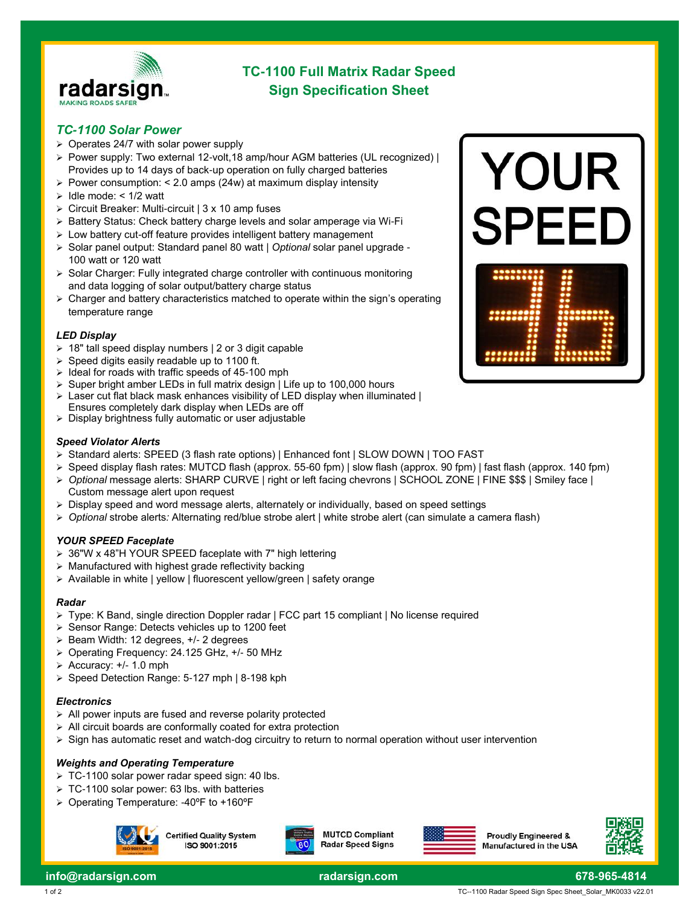# TC-1100 Full Matrix Radar Speed Sign Specification Sheet

## *TC-1100 Solar Power*

- Operates 24/7 with solar power supply
- Power supply: Two external 12-volt,18 amp/hour AGM batteries (UL recognized) | Provides up to 14 days of back-up operation on fully charged batteries
- Power consumption: < 2.0 amps (24w) at maximum display intensity
- Idle mode: < 1/2 watt
- Circuit Breaker: Multi-circuit | 3 x 10 amp fuses
- Battery Status: Check battery charge levels and solar amperage via Wi-Fi
- Low battery cut-off feature provides intelligent battery management
- Solar panel output: Standard panel 80 watt | *Optional* solar panel upgrade - 100 watt or 120 watt
- Solar Charger: Fully integrated charge controller with continuous monitoring and data logging of solar output/battery charge status
- Charger and battery characteristics matched to operate within the sign's operating temperature range

### *LED Display*

- 18" tall speed display numbers | 2 or 3 digit capable
- Speed digits easily readable up to 1100 ft.
- Ideal for roads with traffic speeds of 45-100 mph
- Super bright amber LEDs in full matrix design | Life up to 100,000 hours
- Laser cut flat black mask enhances visibility of LED display when illuminated | Ensures completely dark display when LEDs are off
- Display brightness fully automatic or user adjustable

### *Speed Violator Alerts*

- Standard alerts: SPEED (3 flash rate options) | Enhanced font | SLOW DOWN | TOO FAST
- Speed display flash rates: MUTCD flash (approx. 55-60 fpm) | slow flash (approx. 90 fpm) | fast flash (approx. 140 fpm)
- *Optional* message alerts: SHARP CURVE | right or left facing chevrons | SCHOOL ZONE | FINE $$$ | Smiley face | Custom message alert upon request
- Display speed and word message alerts, alternately or individually, based on speed settings
- *Optional* strobe alerts*:* Alternating red/blue strobe alert | white strobe alert (can simulate a camera flash)

### *YOUR SPEED Faceplate*

- 36"W x 48"H YOUR SPEED faceplate with 7" high lettering
- Manufactured with highest grade reflectivity backing
- Available in white | yellow | fluorescent yellow/green | safety orange

### *Radar*

- Type: K Band, single direction Doppler radar | FCC part 15 compliant | No license required
- Sensor Range: Detects vehicles up to 1200 feet
- Beam Width: 12 degrees, +/- 2 degrees
- Operating Frequency: 24.125 GHz, +/- 50 MHz
- Accuracy: +/- 1.0 mph
- Speed Detection Range: 5-127 mph | 8-198 kph

### *Electronics*

- All power inputs are fused and reverse polarity protected
- All circuit boards are conformally coated for extra protection
- Sign has automatic reset and watch-dog circuitry to return to normal operation without user intervention

### *Weights and Operating Temperature*

- TC-1100 solar power radar speed sign: 40 lbs.
- TC-1100 solar power: 63 lbs. with batteries
- Operating Temperature: -40ºF to +160ºF

Certified Quality System ISO 9001:2015 | MUTCD Compliant Radar Speed Signs | Proudly Engineered & Manufactured in the USA

info@radarsign.com | radarsign.com | 678-965-4814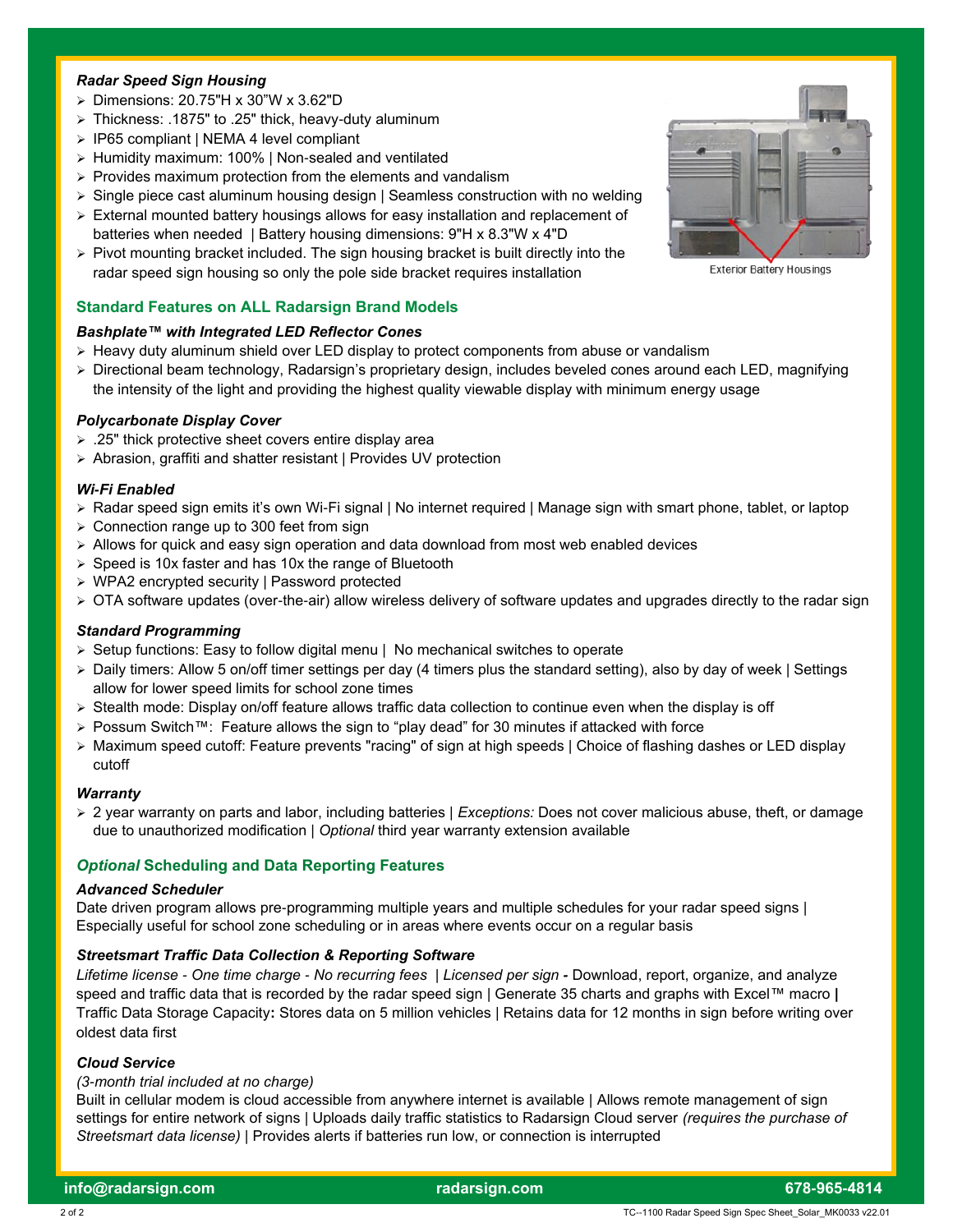### *Radar Speed Sign Housing*

- Dimensions: 20.75"H x 30"W x 3.62"D
- Thickness: .1875" to .25" thick, heavy-duty aluminum
- IP65 compliant | NEMA 4 level compliant
- Humidity maximum: 100% | Non-sealed and ventilated
- Provides maximum protection from the elements and vandalism
- Single piece cast aluminum housing design | Seamless construction with no welding
- External mounted battery housings allows for easy installation and replacement of batteries when needed | Battery housing dimensions: 9"H x 8.3"W x 4"D
- Pivot mounting bracket included. The sign housing bracket is built directly into the radar speed sign housing so only the pole side bracket requires installation

Exterior Battery Housings

## Standard Features on ALL Radarsign Brand Models

### *Bashplate™ with Integrated LED Reflector Cones*

- Heavy duty aluminum shield over LED display to protect components from abuse or vandalism
- Directional beam technology, Radarsign's proprietary design, includes beveled cones around each LED, magnifying the intensity of the light and providing the highest quality viewable display with minimum energy usage

### *Polycarbonate Display Cover*

- .25" thick protective sheet covers entire display area
- Abrasion, graffiti and shatter resistant | Provides UV protection

### *Wi-Fi Enabled*

- Radar speed sign emits it's own Wi-Fi signal | No internet required | Manage sign with smart phone, tablet, or laptop
- Connection range up to 300 feet from sign
- Allows for quick and easy sign operation and data download from most web enabled devices
- Speed is 10x faster and has 10x the range of Bluetooth
- WPA2 encrypted security | Password protected
- OTA software updates (over-the-air) allow wireless delivery of software updates and upgrades directly to the radar sign

### *Standard Programming*

- Setup functions: Easy to follow digital menu | No mechanical switches to operate
- Daily timers: Allow 5 on/off timer settings per day (4 timers plus the standard setting), also by day of week | Settings allow for lower speed limits for school zone times
- Stealth mode: Display on/off feature allows traffic data collection to continue even when the display is off
- Possum Switch™: Feature allows the sign to "play dead" for 30 minutes if attacked with force
- Maximum speed cutoff: Feature prevents "racing" of sign at high speeds | Choice of flashing dashes or LED display cutoff

### *Warranty*

- 2 year warranty on parts and labor, including batteries | *Exceptions:* Does not cover malicious abuse, theft, or damage due to unauthorized modification | *Optional* third year warranty extension available

## *Optional* Scheduling and Data Reporting Features

### *Advanced Scheduler*

Date driven program allows pre-programming multiple years and multiple schedules for your radar speed signs | Especially useful for school zone scheduling or in areas where events occur on a regular basis

### *Streetsmart Traffic Data Collection & Reporting Software*

*Lifetime license - One time charge - No recurring fees* | *Licensed per sign* **-** Download, report, organize, and analyze speed and traffic data that is recorded by the radar speed sign | Generate 35 charts and graphs with Excel™ macro **|** Traffic Data Storage Capacity**:** Stores data on 5 million vehicles | Retains data for 12 months in sign before writing over oldest data first

### *Cloud Service*

*(3-month trial included at no charge)*

Built in cellular modem is cloud accessible from anywhere internet is available | Allows remote management of sign settings for entire network of signs | Uploads daily traffic statistics to Radarsign Cloud server *(requires the purchase of Streetsmart data license)* | Provides alerts if batteries run low, or connection is interrupted

**info@radarsign.com** **radarsign.com** **678-965-4814**

TC--1100 Radar Speed Sign Spec Sheet_Solar_MK0033 v22.01